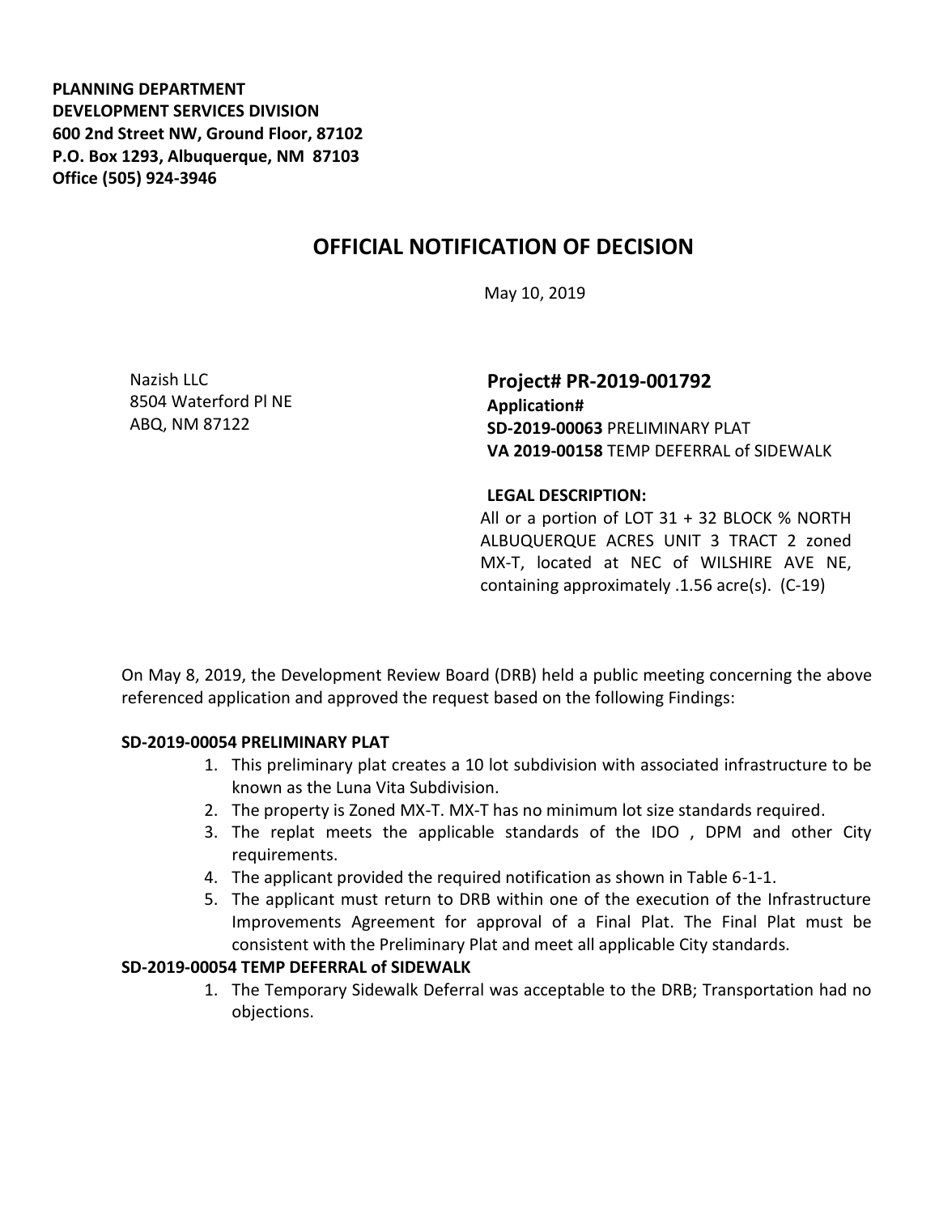**PLANNING DEPARTMENT**
**DEVELOPMENT SERVICES DIVISION**
**600 2nd Street NW, Ground Floor, 87102**
**P.O. Box 1293, Albuquerque, NM 87103**
**Office (505) 924-3946**

# OFFICIAL NOTIFICATION OF DECISION

May 10, 2019

Nazish LLC
8504 Waterford Pl NE
ABQ, NM 87122

**Project# PR-2019-001792**
**Application#**
**SD-2019-00063** PRELIMINARY PLAT
**VA 2019-00158** TEMP DEFERRAL of SIDEWALK

**LEGAL DESCRIPTION:**
All or a portion of LOT 31 + 32 BLOCK % NORTH ALBUQUERQUE ACRES UNIT 3 TRACT 2 zoned MX-T, located at NEC of WILSHIRE AVE NE, containing approximately .1.56 acre(s). (C-19)

On May 8, 2019, the Development Review Board (DRB) held a public meeting concerning the above referenced application and approved the request based on the following Findings:

**SD-2019-00054 PRELIMINARY PLAT**

1. This preliminary plat creates a 10 lot subdivision with associated infrastructure to be known as the Luna Vita Subdivision.
2. The property is Zoned MX-T. MX-T has no minimum lot size standards required.
3. The replat meets the applicable standards of the IDO , DPM and other City requirements.
4. The applicant provided the required notification as shown in Table 6-1-1.
5. The applicant must return to DRB within one of the execution of the Infrastructure Improvements Agreement for approval of a Final Plat. The Final Plat must be consistent with the Preliminary Plat and meet all applicable City standards.

**SD-2019-00054 TEMP DEFERRAL of SIDEWALK**

1. The Temporary Sidewalk Deferral was acceptable to the DRB; Transportation had no objections.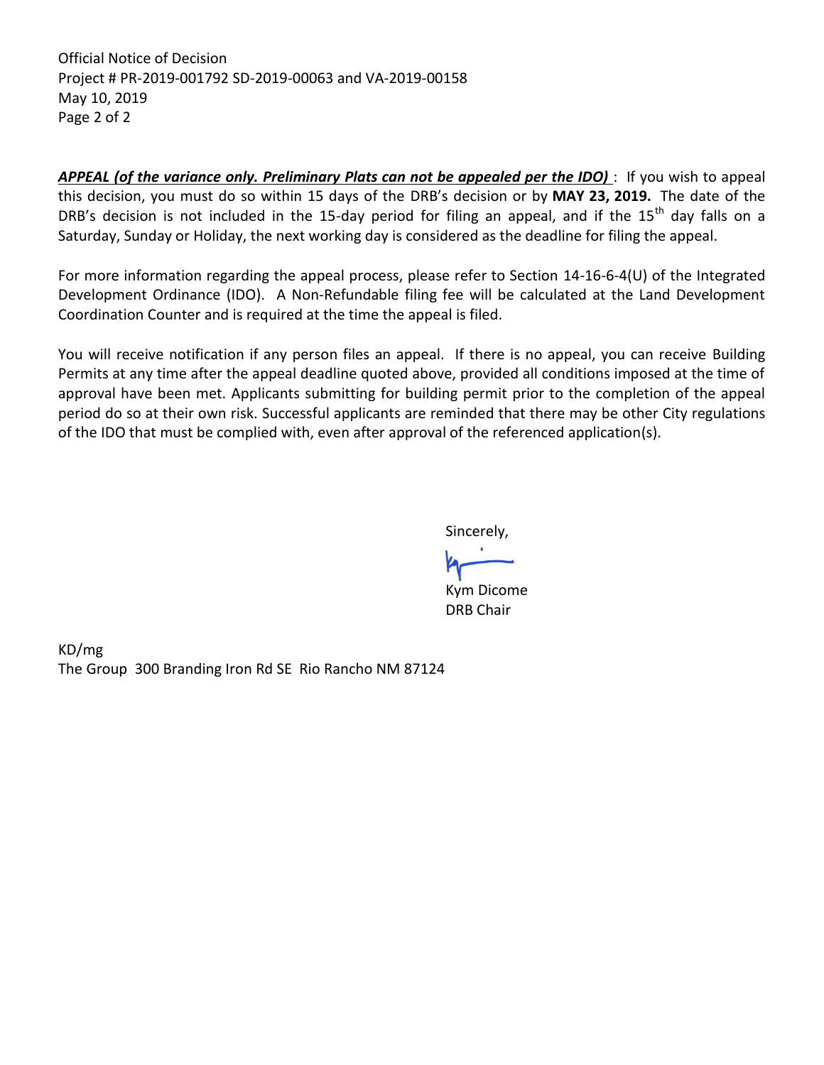***APPEAL (of the variance only. Preliminary Plats can not be appealed per the IDO)*** : If you wish to appeal this decision, you must do so within 15 days of the DRB's decision or by **MAY 23, 2019.** The date of the DRB's decision is not included in the 15-day period for filing an appeal, and if the 15th day falls on a Saturday, Sunday or Holiday, the next working day is considered as the deadline for filing the appeal.

For more information regarding the appeal process, please refer to Section 14-16-6-4(U) of the Integrated Development Ordinance (IDO). A Non-Refundable filing fee will be calculated at the Land Development Coordination Counter and is required at the time the appeal is filed.

You will receive notification if any person files an appeal. If there is no appeal, you can receive Building Permits at any time after the appeal deadline quoted above, provided all conditions imposed at the time of approval have been met. Applicants submitting for building permit prior to the completion of the appeal period do so at their own risk. Successful applicants are reminded that there may be other City regulations of the IDO that must be complied with, even after approval of the referenced application(s).

Sincerely,

Kym Dicome
DRB Chair

KD/mg
The Group 300 Branding Iron Rd SE Rio Rancho NM 87124